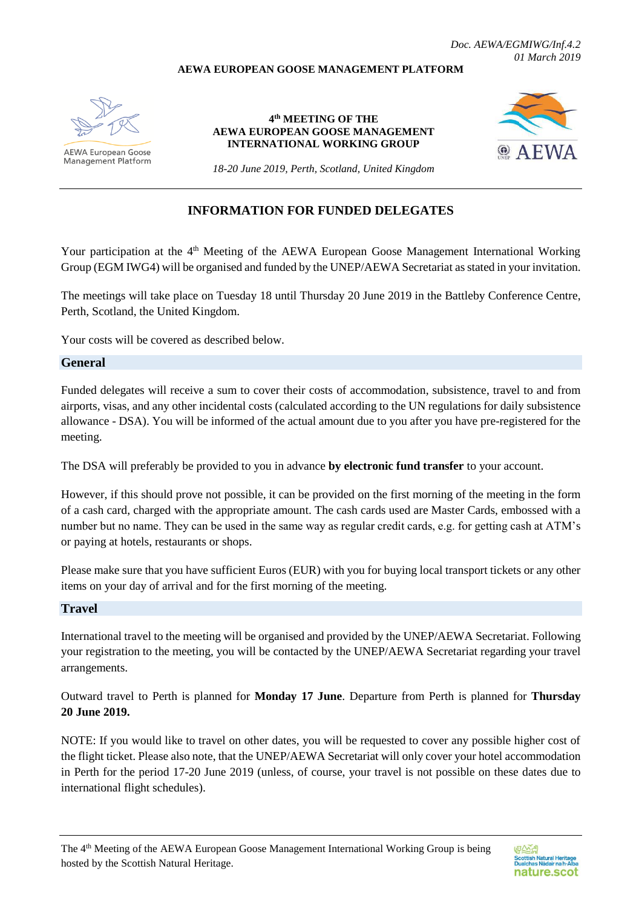*Doc. AEWA/EGMIWG/Inf.4.2*
*01 March 2019*

**AEWA EUROPEAN GOOSE MANAGEMENT PLATFORM**

AEWA European Goose Management Platform

**4th MEETING OF THE AEWA EUROPEAN GOOSE MANAGEMENT INTERNATIONAL WORKING GROUP**

*18-20 June 2019, Perth, Scotland, United Kingdom*

# INFORMATION FOR FUNDED DELEGATES

Your participation at the 4th Meeting of the AEWA European Goose Management International Working Group (EGM IWG4) will be organised and funded by the UNEP/AEWA Secretariat as stated in your invitation.

The meetings will take place on Tuesday 18 until Thursday 20 June 2019 in the Battleby Conference Centre, Perth, Scotland, the United Kingdom.

Your costs will be covered as described below.

## General

Funded delegates will receive a sum to cover their costs of accommodation, subsistence, travel to and from airports, visas, and any other incidental costs (calculated according to the UN regulations for daily subsistence allowance - DSA). You will be informed of the actual amount due to you after you have pre-registered for the meeting.

The DSA will preferably be provided to you in advance **by electronic fund transfer** to your account.

However, if this should prove not possible, it can be provided on the first morning of the meeting in the form of a cash card, charged with the appropriate amount. The cash cards used are Master Cards, embossed with a number but no name. They can be used in the same way as regular credit cards, e.g. for getting cash at ATM's or paying at hotels, restaurants or shops.

Please make sure that you have sufficient Euros (EUR) with you for buying local transport tickets or any other items on your day of arrival and for the first morning of the meeting.

## Travel

International travel to the meeting will be organised and provided by the UNEP/AEWA Secretariat. Following your registration to the meeting, you will be contacted by the UNEP/AEWA Secretariat regarding your travel arrangements.

Outward travel to Perth is planned for **Monday 17 June**. Departure from Perth is planned for **Thursday 20 June 2019.**

NOTE: If you would like to travel on other dates, you will be requested to cover any possible higher cost of the flight ticket. Please also note, that the UNEP/AEWA Secretariat will only cover your hotel accommodation in Perth for the period 17-20 June 2019 (unless, of course, your travel is not possible on these dates due to international flight schedules).

The 4th Meeting of the AEWA European Goose Management International Working Group is being hosted by the Scottish Natural Heritage.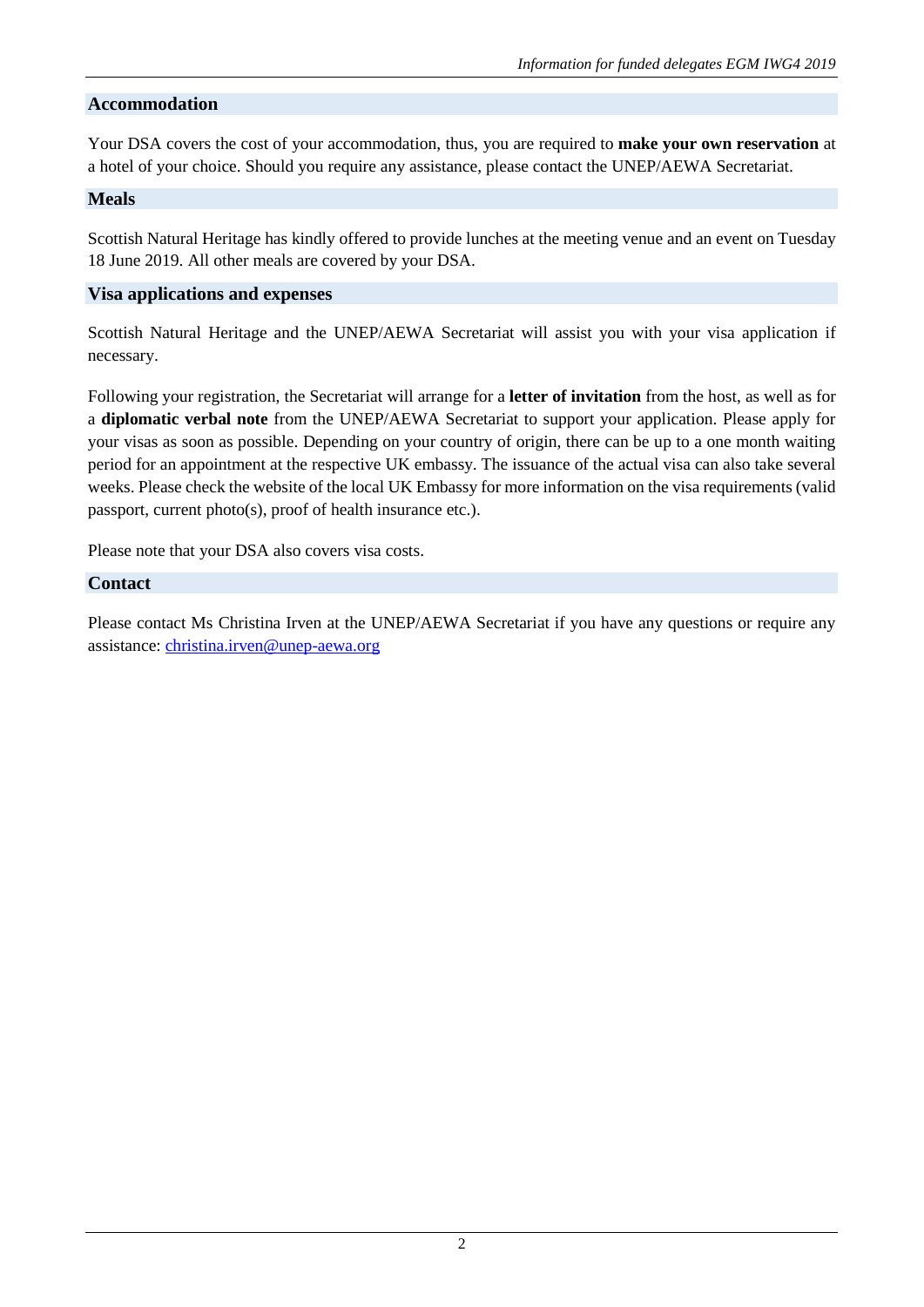## Accommodation

Your DSA covers the cost of your accommodation, thus, you are required to **make your own reservation** at a hotel of your choice. Should you require any assistance, please contact the UNEP/AEWA Secretariat.

## Meals

Scottish Natural Heritage has kindly offered to provide lunches at the meeting venue and an event on Tuesday 18 June 2019. All other meals are covered by your DSA.

## Visa applications and expenses

Scottish Natural Heritage and the UNEP/AEWA Secretariat will assist you with your visa application if necessary.

Following your registration, the Secretariat will arrange for a **letter of invitation** from the host, as well as for a **diplomatic verbal note** from the UNEP/AEWA Secretariat to support your application. Please apply for your visas as soon as possible. Depending on your country of origin, there can be up to a one month waiting period for an appointment at the respective UK embassy. The issuance of the actual visa can also take several weeks. Please check the website of the local UK Embassy for more information on the visa requirements (valid passport, current photo(s), proof of health insurance etc.).

Please note that your DSA also covers visa costs.

## Contact

Please contact Ms Christina Irven at the UNEP/AEWA Secretariat if you have any questions or require any assistance: [christina.irven@unep-aewa.org](mailto:christina.irven@unep-aewa.org)